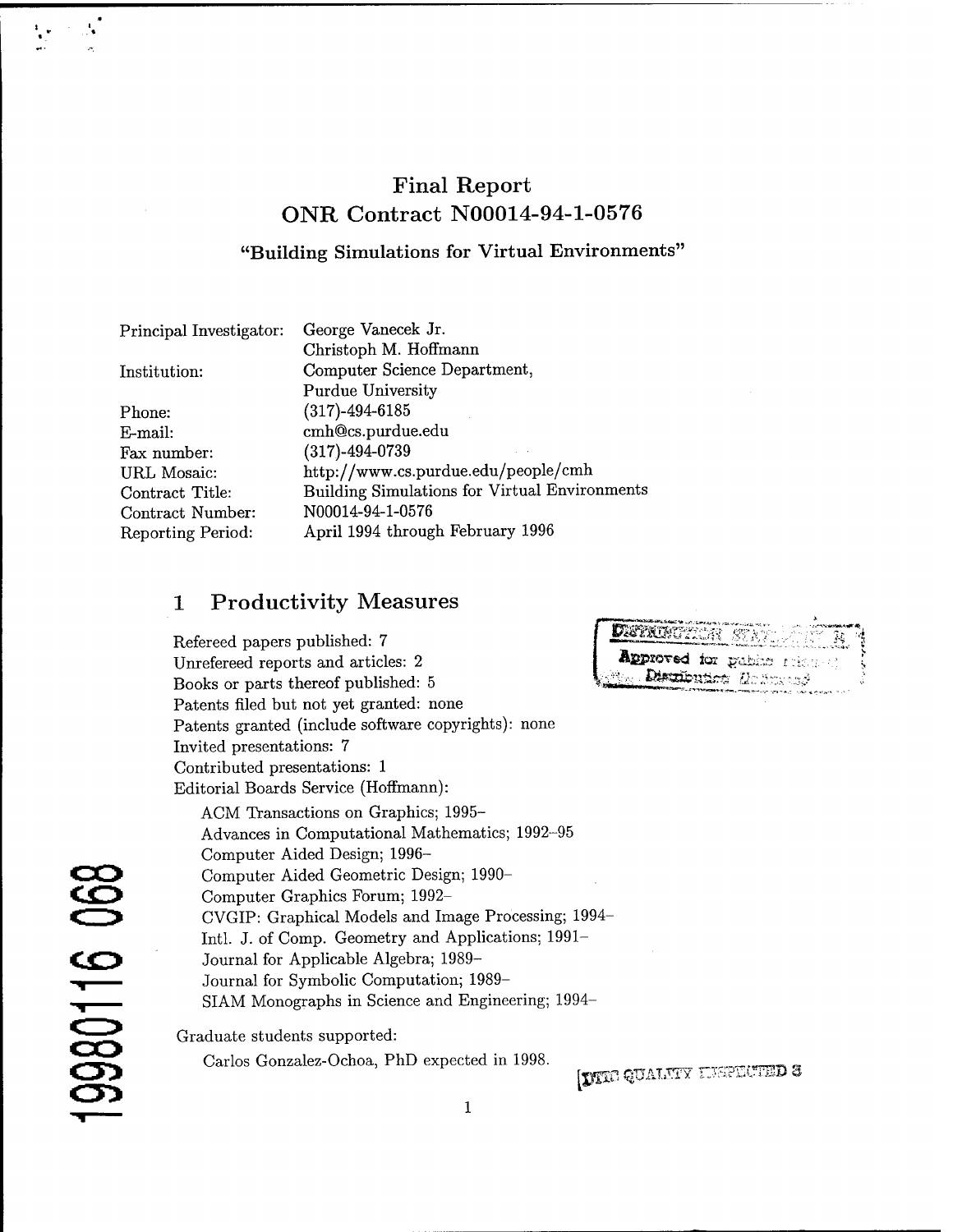# Final Report
# ONR Contract N00014-94-1-0576

### "Building Simulations for Virtual Environments"

| | |
|---|---|
| Principal Investigator: | George Vanecek Jr. |
| | Christoph M. Hoffmann |
| Institution: | Computer Science Department, |
| | Purdue University |
| Phone: | (317)-494-6185 |
| E-mail: | cmh@cs.purdue.edu |
| Fax number: | (317)-494-0739 |
| URL Mosaic: | http://www.cs.purdue.edu/people/cmh |
| Contract Title: | Building Simulations for Virtual Environments |
| Contract Number: | N00014-94-1-0576 |
| Reporting Period: | April 1994 through February 1996 |

## 1 Productivity Measures

Refereed papers published: 7
Unrefereed reports and articles: 2
Books or parts thereof published: 5
Patents filed but not yet granted: none
Patents granted (include software copyrights): none
Invited presentations: 7
Contributed presentations: 1
Editorial Boards Service (Hoffmann):

- ACM Transactions on Graphics; 1995–
- Advances in Computational Mathematics; 1992–95
- Computer Aided Design; 1996–
- Computer Aided Geometric Design; 1990–
- Computer Graphics Forum; 1992–
- CVGIP: Graphical Models and Image Processing; 1994–
- Intl. J. of Comp. Geometry and Applications; 1991–
- Journal for Applicable Algebra; 1989–
- Journal for Symbolic Computation; 1989–
- SIAM Monographs in Science and Engineering; 1994–

Graduate students supported:

- Carlos Gonzalez-Ochoa, PhD expected in 1998.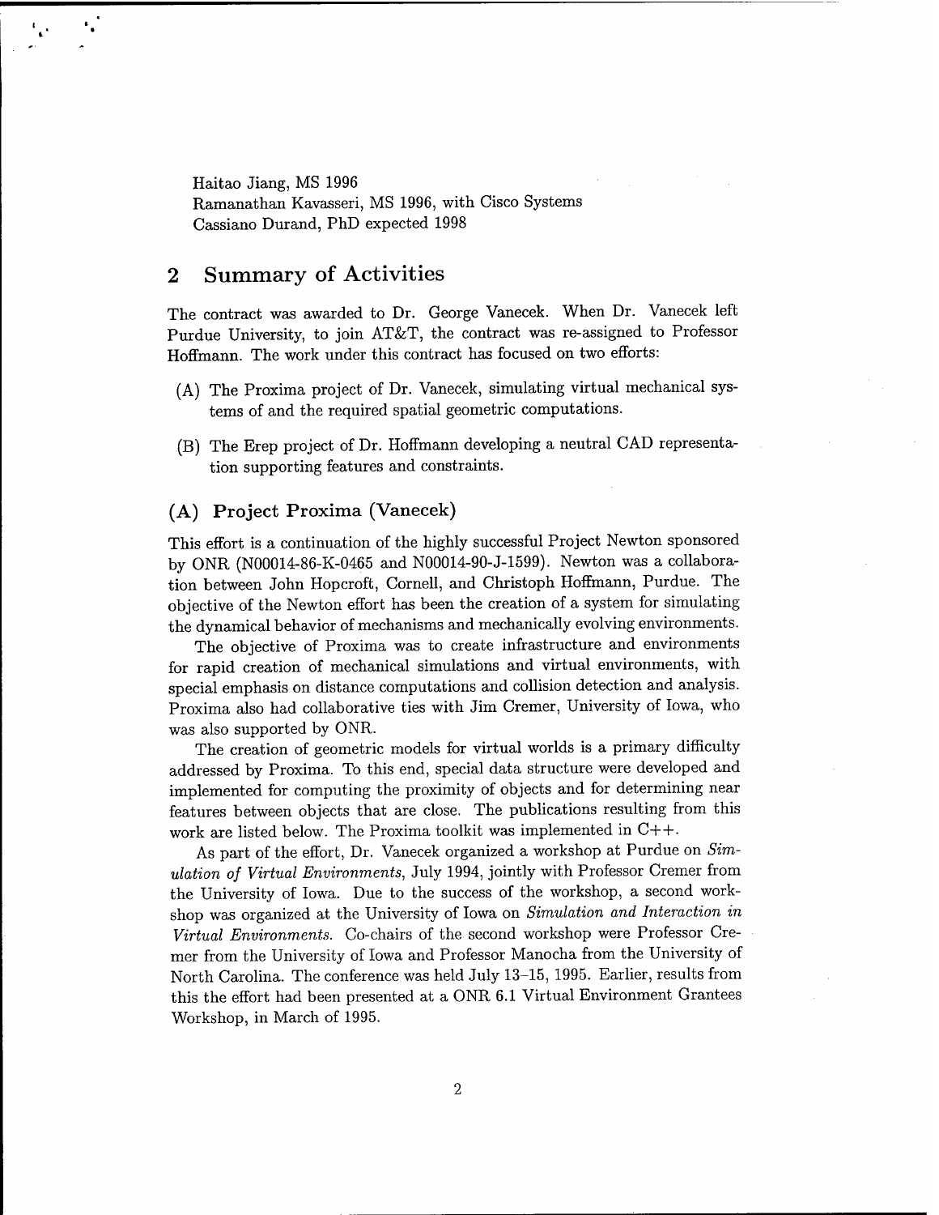Haitao Jiang, MS 1996
Ramanathan Kavasseri, MS 1996, with Cisco Systems
Cassiano Durand, PhD expected 1998

## 2 Summary of Activities

The contract was awarded to Dr. George Vanecek. When Dr. Vanecek left Purdue University, to join AT&T, the contract was re-assigned to Professor Hoffmann. The work under this contract has focused on two efforts:

(A) The Proxima project of Dr. Vanecek, simulating virtual mechanical systems of and the required spatial geometric computations.

(B) The Erep project of Dr. Hoffmann developing a neutral CAD representation supporting features and constraints.

### (A) Project Proxima (Vanecek)

This effort is a continuation of the highly successful Project Newton sponsored by ONR (N00014-86-K-0465 and N00014-90-J-1599). Newton was a collaboration between John Hopcroft, Cornell, and Christoph Hoffmann, Purdue. The objective of the Newton effort has been the creation of a system for simulating the dynamical behavior of mechanisms and mechanically evolving environments.

The objective of Proxima was to create infrastructure and environments for rapid creation of mechanical simulations and virtual environments, with special emphasis on distance computations and collision detection and analysis. Proxima also had collaborative ties with Jim Cremer, University of Iowa, who was also supported by ONR.

The creation of geometric models for virtual worlds is a primary difficulty addressed by Proxima. To this end, special data structure were developed and implemented for computing the proximity of objects and for determining near features between objects that are close. The publications resulting from this work are listed below. The Proxima toolkit was implemented in C++.

As part of the effort, Dr. Vanecek organized a workshop at Purdue on *Simulation of Virtual Environments*, July 1994, jointly with Professor Cremer from the University of Iowa. Due to the success of the workshop, a second workshop was organized at the University of Iowa on *Simulation and Interaction in Virtual Environments*. Co-chairs of the second workshop were Professor Cremer from the University of Iowa and Professor Manocha from the University of North Carolina. The conference was held July 13–15, 1995. Earlier, results from this the effort had been presented at a ONR 6.1 Virtual Environment Grantees Workshop, in March of 1995.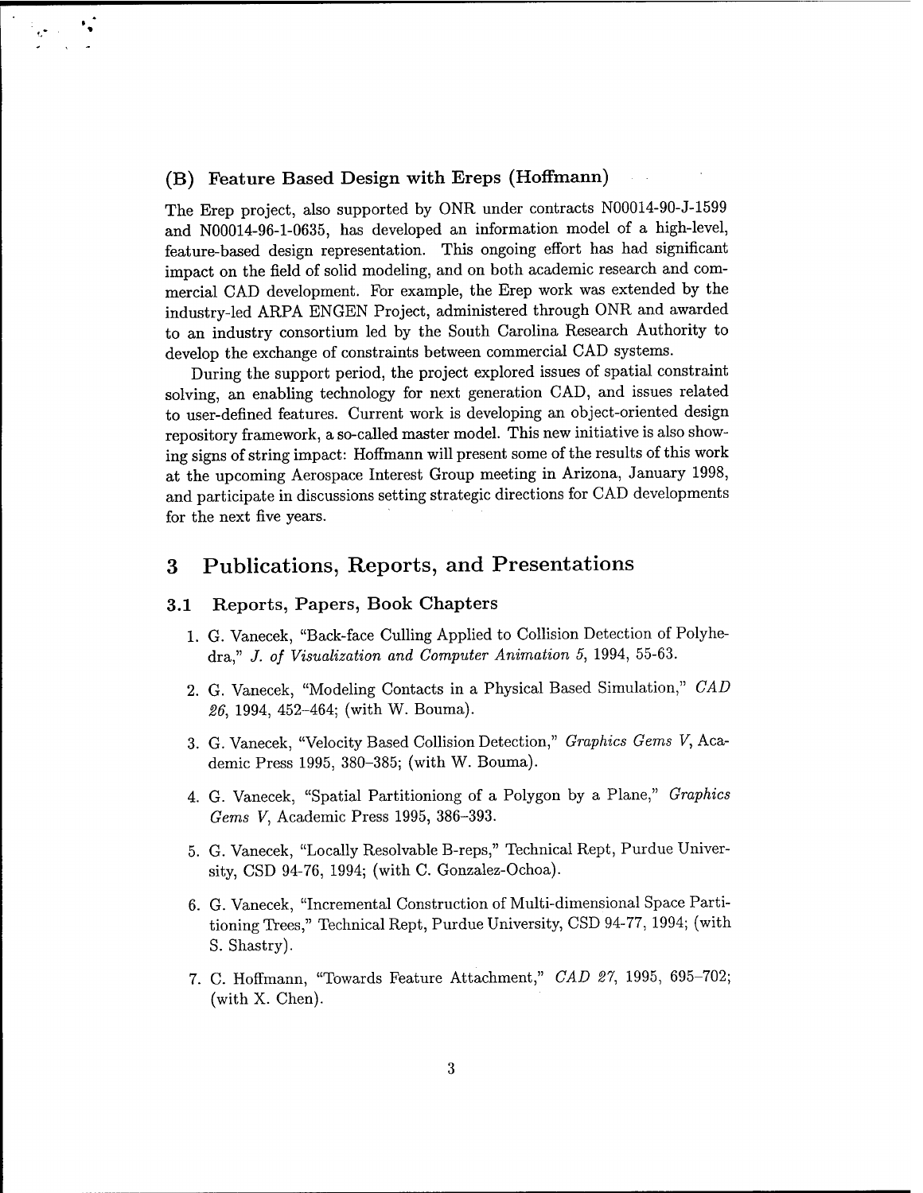### (B) Feature Based Design with Ereps (Hoffmann)

The Erep project, also supported by ONR under contracts N00014-90-J-1599 and N00014-96-1-0635, has developed an information model of a high-level, feature-based design representation. This ongoing effort has had significant impact on the field of solid modeling, and on both academic research and commercial CAD development. For example, the Erep work was extended by the industry-led ARPA ENGEN Project, administered through ONR and awarded to an industry consortium led by the South Carolina Research Authority to develop the exchange of constraints between commercial CAD systems.

During the support period, the project explored issues of spatial constraint solving, an enabling technology for next generation CAD, and issues related to user-defined features. Current work is developing an object-oriented design repository framework, a so-called master model. This new initiative is also showing signs of string impact: Hoffmann will present some of the results of this work at the upcoming Aerospace Interest Group meeting in Arizona, January 1998, and participate in discussions setting strategic directions for CAD developments for the next five years.

# 3 Publications, Reports, and Presentations

## 3.1 Reports, Papers, Book Chapters

1. G. Vanecek, "Back-face Culling Applied to Collision Detection of Polyhedra," *J. of Visualization and Computer Animation 5*, 1994, 55-63.

2. G. Vanecek, "Modeling Contacts in a Physical Based Simulation," *CAD 26*, 1994, 452–464; (with W. Bouma).

3. G. Vanecek, "Velocity Based Collision Detection," *Graphics Gems V*, Academic Press 1995, 380–385; (with W. Bouma).

4. G. Vanecek, "Spatial Partitioniong of a Polygon by a Plane," *Graphics Gems V*, Academic Press 1995, 386–393.

5. G. Vanecek, "Locally Resolvable B-reps," Technical Rept, Purdue University, CSD 94-76, 1994; (with C. Gonzalez-Ochoa).

6. G. Vanecek, "Incremental Construction of Multi-dimensional Space Partitioning Trees," Technical Rept, Purdue University, CSD 94-77, 1994; (with S. Shastry).

7. C. Hoffmann, "Towards Feature Attachment," *CAD 27*, 1995, 695–702; (with X. Chen).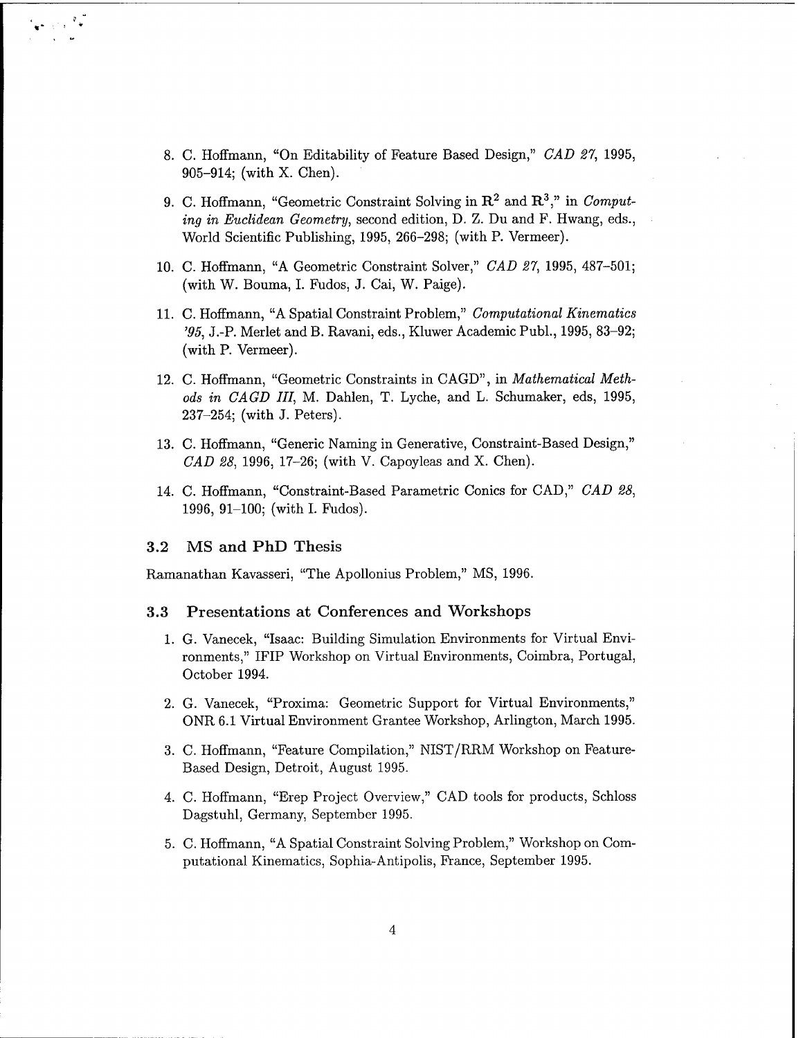8. C. Hoffmann, "On Editability of Feature Based Design," *CAD 27*, 1995, 905–914; (with X. Chen).

9. C. Hoffmann, "Geometric Constraint Solving in $\mathbf{R}^2$ and $\mathbf{R}^3$," in *Computing in Euclidean Geometry*, second edition, D. Z. Du and F. Hwang, eds., World Scientific Publishing, 1995, 266–298; (with P. Vermeer).

10. C. Hoffmann, "A Geometric Constraint Solver," *CAD 27*, 1995, 487–501; (with W. Bouma, I. Fudos, J. Cai, W. Paige).

11. C. Hoffmann, "A Spatial Constraint Problem," *Computational Kinematics '95*, J.-P. Merlet and B. Ravani, eds., Kluwer Academic Publ., 1995, 83–92; (with P. Vermeer).

12. C. Hoffmann, "Geometric Constraints in CAGD", in *Mathematical Methods in CAGD III*, M. Dahlen, T. Lyche, and L. Schumaker, eds, 1995, 237–254; (with J. Peters).

13. C. Hoffmann, "Generic Naming in Generative, Constraint-Based Design," *CAD 28*, 1996, 17–26; (with V. Capoyleas and X. Chen).

14. C. Hoffmann, "Constraint-Based Parametric Conics for CAD," *CAD 28*, 1996, 91–100; (with I. Fudos).

### 3.2 MS and PhD Thesis

Ramanathan Kavasseri, "The Apollonius Problem," MS, 1996.

### 3.3 Presentations at Conferences and Workshops

1. G. Vanecek, "Isaac: Building Simulation Environments for Virtual Environments," IFIP Workshop on Virtual Environments, Coimbra, Portugal, October 1994.

2. G. Vanecek, "Proxima: Geometric Support for Virtual Environments," ONR 6.1 Virtual Environment Grantee Workshop, Arlington, March 1995.

3. C. Hoffmann, "Feature Compilation," NIST/RRM Workshop on Feature-Based Design, Detroit, August 1995.

4. C. Hoffmann, "Erep Project Overview," CAD tools for products, Schloss Dagstuhl, Germany, September 1995.

5. C. Hoffmann, "A Spatial Constraint Solving Problem," Workshop on Computational Kinematics, Sophia-Antipolis, France, September 1995.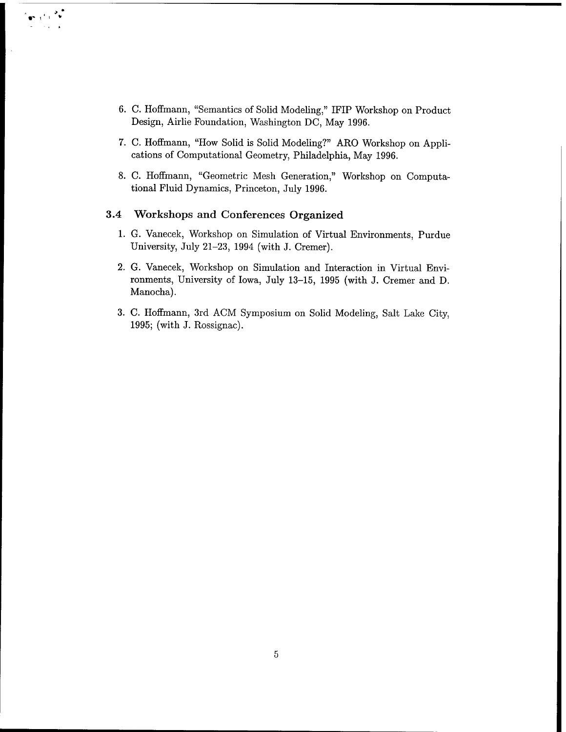6. C. Hoffmann, "Semantics of Solid Modeling," IFIP Workshop on Product Design, Airlie Foundation, Washington DC, May 1996.

7. C. Hoffmann, "How Solid is Solid Modeling?" ARO Workshop on Applications of Computational Geometry, Philadelphia, May 1996.

8. C. Hoffmann, "Geometric Mesh Generation," Workshop on Computational Fluid Dynamics, Princeton, July 1996.

### 3.4 Workshops and Conferences Organized

1. G. Vanecek, Workshop on Simulation of Virtual Environments, Purdue University, July 21–23, 1994 (with J. Cremer).

2. G. Vanecek, Workshop on Simulation and Interaction in Virtual Environments, University of Iowa, July 13–15, 1995 (with J. Cremer and D. Manocha).

3. C. Hoffmann, 3rd ACM Symposium on Solid Modeling, Salt Lake City, 1995; (with J. Rossignac).